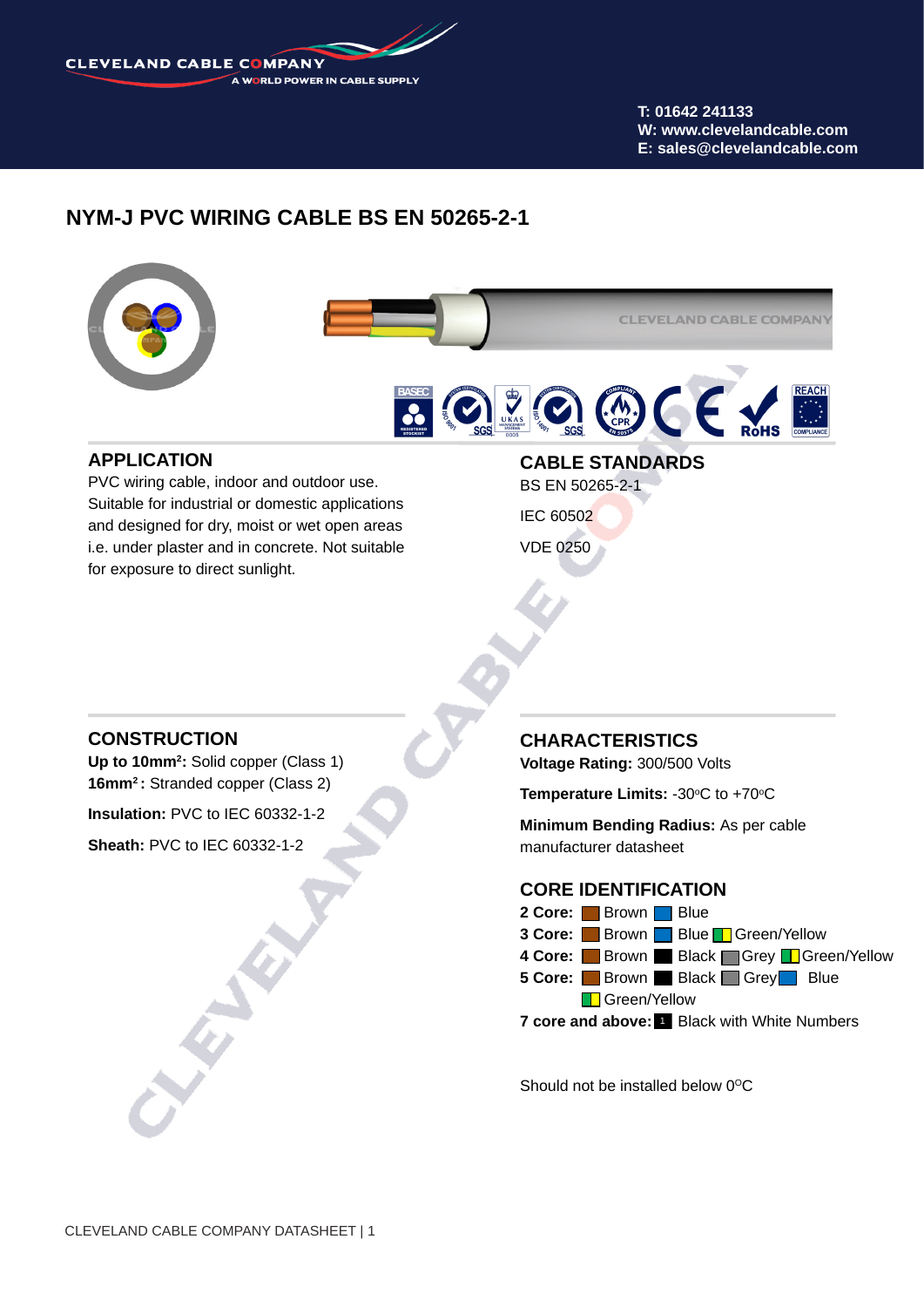CLEVELAND CABLE COMPANY
A WORLD POWER IN CABLE SUPPLY

T: 01642 241133
W: www.clevelandcable.com
E: sales@clevelandcable.com

# NYM-J PVC WIRING CABLE BS EN 50265-2-1

## APPLICATION

PVC wiring cable, indoor and outdoor use. Suitable for industrial or domestic applications and designed for dry, moist or wet open areas i.e. under plaster and in concrete. Not suitable for exposure to direct sunlight.

## CABLE STANDARDS

BS EN 50265-2-1

IEC 60502

VDE 0250

## CONSTRUCTION

**Up to 10mm²:** Solid copper (Class 1)
**16mm²:** Stranded copper (Class 2)

**Insulation:** PVC to IEC 60332-1-2

**Sheath:** PVC to IEC 60332-1-2

## CHARACTERISTICS

**Voltage Rating:** 300/500 Volts

**Temperature Limits:** -30°C to +70°C

**Minimum Bending Radius:** As per cable manufacturer datasheet

## CORE IDENTIFICATION

**2 Core:** Brown Blue
**3 Core:** Brown Blue Green/Yellow
**4 Core:** Brown Black Grey Green/Yellow
**5 Core:** Brown Black Grey Blue Green/Yellow
**7 core and above:** Black with White Numbers

Should not be installed below 0°C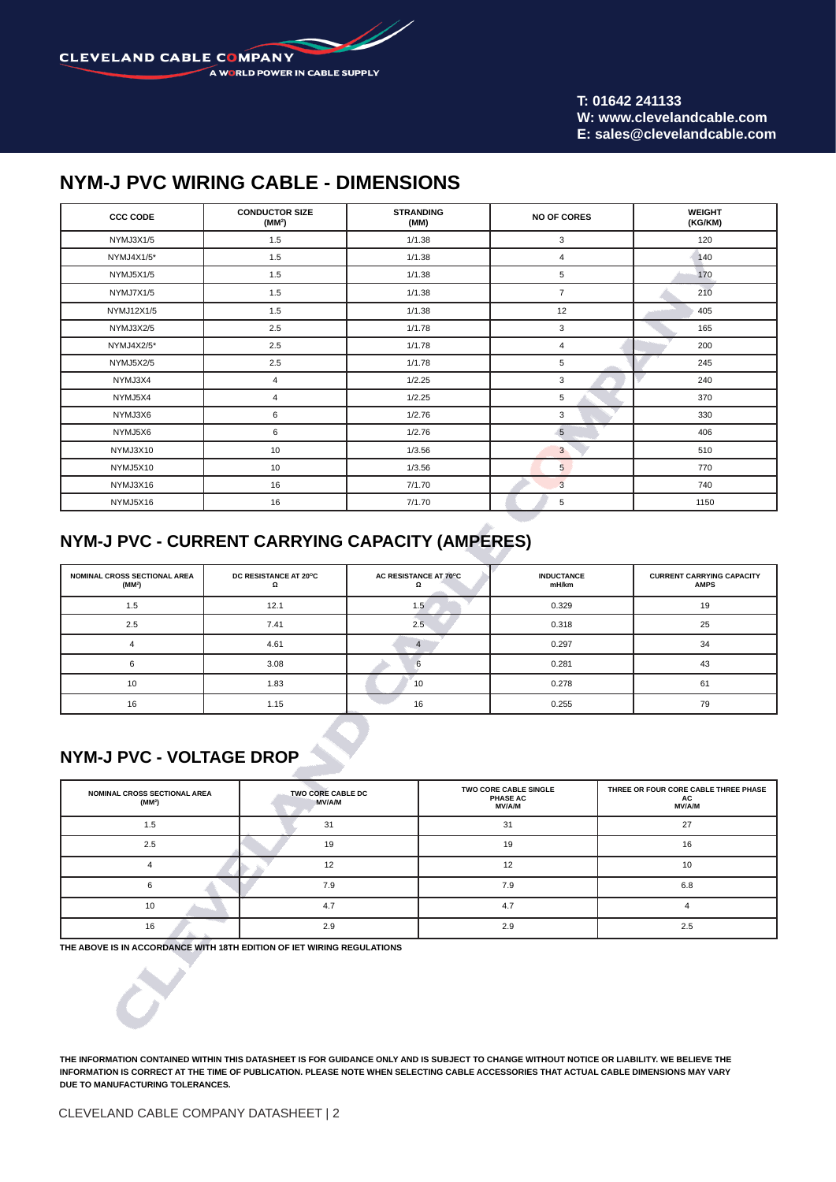CLEVELAND CABLE COMPANY
A WORLD POWER IN CABLE SUPPLY

T: 01642 241133
W: www.clevelandcable.com
E: sales@clevelandcable.com

## NYM-J PVC WIRING CABLE - DIMENSIONS

| CCC CODE | CONDUCTOR SIZE (MM²) | STRANDING (MM) | NO OF CORES | WEIGHT (KG/KM) |
|---|---|---|---|---|
| NYMJ3X1/5 | 1.5 | 1/1.38 | 3 | 120 |
| NYMJ4X1/5* | 1.5 | 1/1.38 | 4 | 140 |
| NYMJ5X1/5 | 1.5 | 1/1.38 | 5 | 170 |
| NYMJ7X1/5 | 1.5 | 1/1.38 | 7 | 210 |
| NYMJ12X1/5 | 1.5 | 1/1.38 | 12 | 405 |
| NYMJ3X2/5 | 2.5 | 1/1.78 | 3 | 165 |
| NYMJ4X2/5* | 2.5 | 1/1.78 | 4 | 200 |
| NYMJ5X2/5 | 2.5 | 1/1.78 | 5 | 245 |
| NYMJ3X4 | 4 | 1/2.25 | 3 | 240 |
| NYMJ5X4 | 4 | 1/2.25 | 5 | 370 |
| NYMJ3X6 | 6 | 1/2.76 | 3 | 330 |
| NYMJ5X6 | 6 | 1/2.76 | 5 | 406 |
| NYMJ3X10 | 10 | 1/3.56 | 3 | 510 |
| NYMJ5X10 | 10 | 1/3.56 | 5 | 770 |
| NYMJ3X16 | 16 | 7/1.70 | 3 | 740 |
| NYMJ5X16 | 16 | 7/1.70 | 5 | 1150 |

## NYM-J PVC - CURRENT CARRYING CAPACITY (AMPERES)

| NOMINAL CROSS SECTIONAL AREA (MM²) | DC RESISTANCE AT 20°C Ω | AC RESISTANCE AT 70°C Ω | INDUCTANCE mH/km | CURRENT CARRYING CAPACITY AMPS |
|---|---|---|---|---|
| 1.5 | 12.1 | 1.5 | 0.329 | 19 |
| 2.5 | 7.41 | 2.5 | 0.318 | 25 |
| 4 | 4.61 | 4 | 0.297 | 34 |
| 6 | 3.08 | 6 | 0.281 | 43 |
| 10 | 1.83 | 10 | 0.278 | 61 |
| 16 | 1.15 | 16 | 0.255 | 79 |

## NYM-J PVC - VOLTAGE DROP

| NOMINAL CROSS SECTIONAL AREA (MM²) | TWO CORE CABLE DC MV/A/M | TWO CORE CABLE SINGLE PHASE AC MV/A/M | THREE OR FOUR CORE CABLE THREE PHASE AC MV/A/M |
|---|---|---|---|
| 1.5 | 31 | 31 | 27 |
| 2.5 | 19 | 19 | 16 |
| 4 | 12 | 12 | 10 |
| 6 | 7.9 | 7.9 | 6.8 |
| 10 | 4.7 | 4.7 | 4 |
| 16 | 2.9 | 2.9 | 2.5 |

**THE ABOVE IS IN ACCORDANCE WITH 18TH EDITION OF IET WIRING REGULATIONS**

**THE INFORMATION CONTAINED WITHIN THIS DATASHEET IS FOR GUIDANCE ONLY AND IS SUBJECT TO CHANGE WITHOUT NOTICE OR LIABILITY. WE BELIEVE THE INFORMATION IS CORRECT AT THE TIME OF PUBLICATION. PLEASE NOTE WHEN SELECTING CABLE ACCESSORIES THAT ACTUAL CABLE DIMENSIONS MAY VARY DUE TO MANUFACTURING TOLERANCES.**